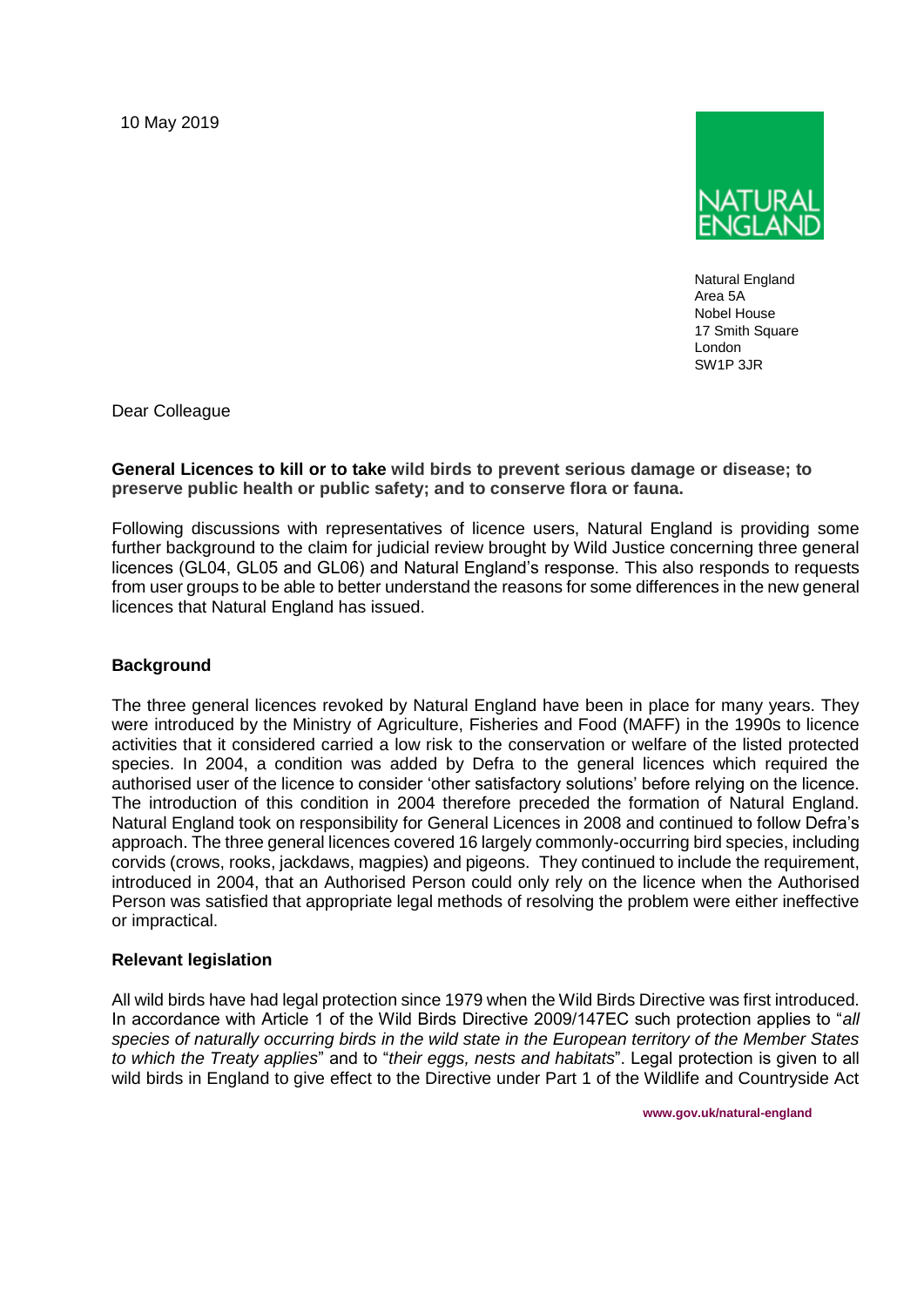10 May 2019

NATURAL ENGLAND

Natural England
Area 5A
Nobel House
17 Smith Square
London
SW1P 3JR

Dear Colleague

**General Licences to kill or to take wild birds to prevent serious damage or disease; to preserve public health or public safety; and to conserve flora or fauna.**

Following discussions with representatives of licence users, Natural England is providing some further background to the claim for judicial review brought by Wild Justice concerning three general licences (GL04, GL05 and GL06) and Natural England's response. This also responds to requests from user groups to be able to better understand the reasons for some differences in the new general licences that Natural England has issued.

## Background

The three general licences revoked by Natural England have been in place for many years. They were introduced by the Ministry of Agriculture, Fisheries and Food (MAFF) in the 1990s to licence activities that it considered carried a low risk to the conservation or welfare of the listed protected species. In 2004, a condition was added by Defra to the general licences which required the authorised user of the licence to consider 'other satisfactory solutions' before relying on the licence. The introduction of this condition in 2004 therefore preceded the formation of Natural England. Natural England took on responsibility for General Licences in 2008 and continued to follow Defra's approach. The three general licences covered 16 largely commonly-occurring bird species, including corvids (crows, rooks, jackdaws, magpies) and pigeons. They continued to include the requirement, introduced in 2004, that an Authorised Person could only rely on the licence when the Authorised Person was satisfied that appropriate legal methods of resolving the problem were either ineffective or impractical.

## Relevant legislation

All wild birds have had legal protection since 1979 when the Wild Birds Directive was first introduced. In accordance with Article 1 of the Wild Birds Directive 2009/147EC such protection applies to "*all species of naturally occurring birds in the wild state in the European territory of the Member States to which the Treaty applies*" and to "*their eggs, nests and habitats*". Legal protection is given to all wild birds in England to give effect to the Directive under Part 1 of the Wildlife and Countryside Act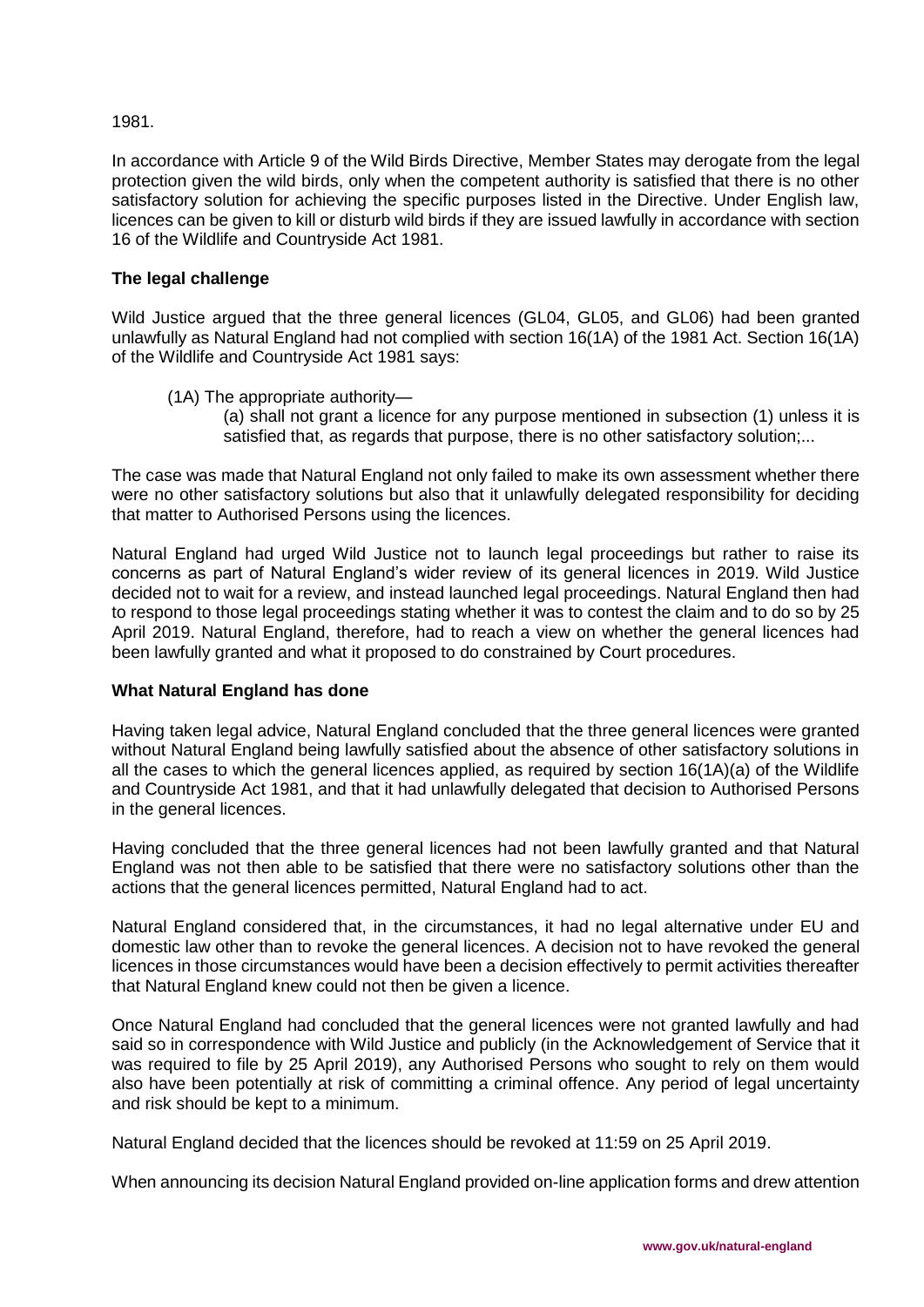1981.

In accordance with Article 9 of the Wild Birds Directive, Member States may derogate from the legal protection given the wild birds, only when the competent authority is satisfied that there is no other satisfactory solution for achieving the specific purposes listed in the Directive. Under English law, licences can be given to kill or disturb wild birds if they are issued lawfully in accordance with section 16 of the Wildlife and Countryside Act 1981.

**The legal challenge**

Wild Justice argued that the three general licences (GL04, GL05, and GL06) had been granted unlawfully as Natural England had not complied with section 16(1A) of the 1981 Act. Section 16(1A) of the Wildlife and Countryside Act 1981 says:

> (1A) The appropriate authority—
>
> (a) shall not grant a licence for any purpose mentioned in subsection (1) unless it is satisfied that, as regards that purpose, there is no other satisfactory solution;...

The case was made that Natural England not only failed to make its own assessment whether there were no other satisfactory solutions but also that it unlawfully delegated responsibility for deciding that matter to Authorised Persons using the licences.

Natural England had urged Wild Justice not to launch legal proceedings but rather to raise its concerns as part of Natural England's wider review of its general licences in 2019. Wild Justice decided not to wait for a review, and instead launched legal proceedings. Natural England then had to respond to those legal proceedings stating whether it was to contest the claim and to do so by 25 April 2019. Natural England, therefore, had to reach a view on whether the general licences had been lawfully granted and what it proposed to do constrained by Court procedures.

**What Natural England has done**

Having taken legal advice, Natural England concluded that the three general licences were granted without Natural England being lawfully satisfied about the absence of other satisfactory solutions in all the cases to which the general licences applied, as required by section 16(1A)(a) of the Wildlife and Countryside Act 1981, and that it had unlawfully delegated that decision to Authorised Persons in the general licences.

Having concluded that the three general licences had not been lawfully granted and that Natural England was not then able to be satisfied that there were no satisfactory solutions other than the actions that the general licences permitted, Natural England had to act.

Natural England considered that, in the circumstances, it had no legal alternative under EU and domestic law other than to revoke the general licences. A decision not to have revoked the general licences in those circumstances would have been a decision effectively to permit activities thereafter that Natural England knew could not then be given a licence.

Once Natural England had concluded that the general licences were not granted lawfully and had said so in correspondence with Wild Justice and publicly (in the Acknowledgement of Service that it was required to file by 25 April 2019), any Authorised Persons who sought to rely on them would also have been potentially at risk of committing a criminal offence. Any period of legal uncertainty and risk should be kept to a minimum.

Natural England decided that the licences should be revoked at 11:59 on 25 April 2019.

When announcing its decision Natural England provided on-line application forms and drew attention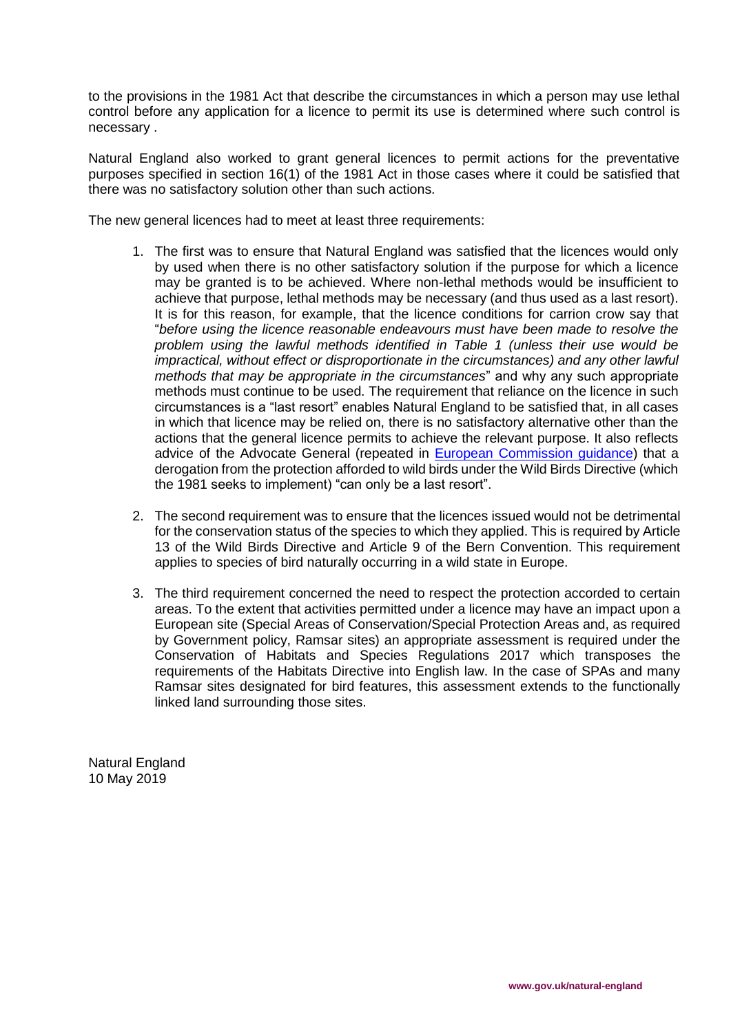to the provisions in the 1981 Act that describe the circumstances in which a person may use lethal control before any application for a licence to permit its use is determined where such control is necessary .

Natural England also worked to grant general licences to permit actions for the preventative purposes specified in section 16(1) of the 1981 Act in those cases where it could be satisfied that there was no satisfactory solution other than such actions.

The new general licences had to meet at least three requirements:

1. The first was to ensure that Natural England was satisfied that the licences would only by used when there is no other satisfactory solution if the purpose for which a licence may be granted is to be achieved. Where non-lethal methods would be insufficient to achieve that purpose, lethal methods may be necessary (and thus used as a last resort). It is for this reason, for example, that the licence conditions for carrion crow say that "*before using the licence reasonable endeavours must have been made to resolve the problem using the lawful methods identified in Table 1 (unless their use would be impractical, without effect or disproportionate in the circumstances) and any other lawful methods that may be appropriate in the circumstances*" and why any such appropriate methods must continue to be used. The requirement that reliance on the licence in such circumstances is a "last resort" enables Natural England to be satisfied that, in all cases in which that licence may be relied on, there is no satisfactory alternative other than the actions that the general licence permits to achieve the relevant purpose. It also reflects advice of the Advocate General (repeated in European Commission guidance) that a derogation from the protection afforded to wild birds under the Wild Birds Directive (which the 1981 seeks to implement) "can only be a last resort".

2. The second requirement was to ensure that the licences issued would not be detrimental for the conservation status of the species to which they applied. This is required by Article 13 of the Wild Birds Directive and Article 9 of the Bern Convention. This requirement applies to species of bird naturally occurring in a wild state in Europe.

3. The third requirement concerned the need to respect the protection accorded to certain areas. To the extent that activities permitted under a licence may have an impact upon a European site (Special Areas of Conservation/Special Protection Areas and, as required by Government policy, Ramsar sites) an appropriate assessment is required under the Conservation of Habitats and Species Regulations 2017 which transposes the requirements of the Habitats Directive into English law. In the case of SPAs and many Ramsar sites designated for bird features, this assessment extends to the functionally linked land surrounding those sites.

Natural England
10 May 2019